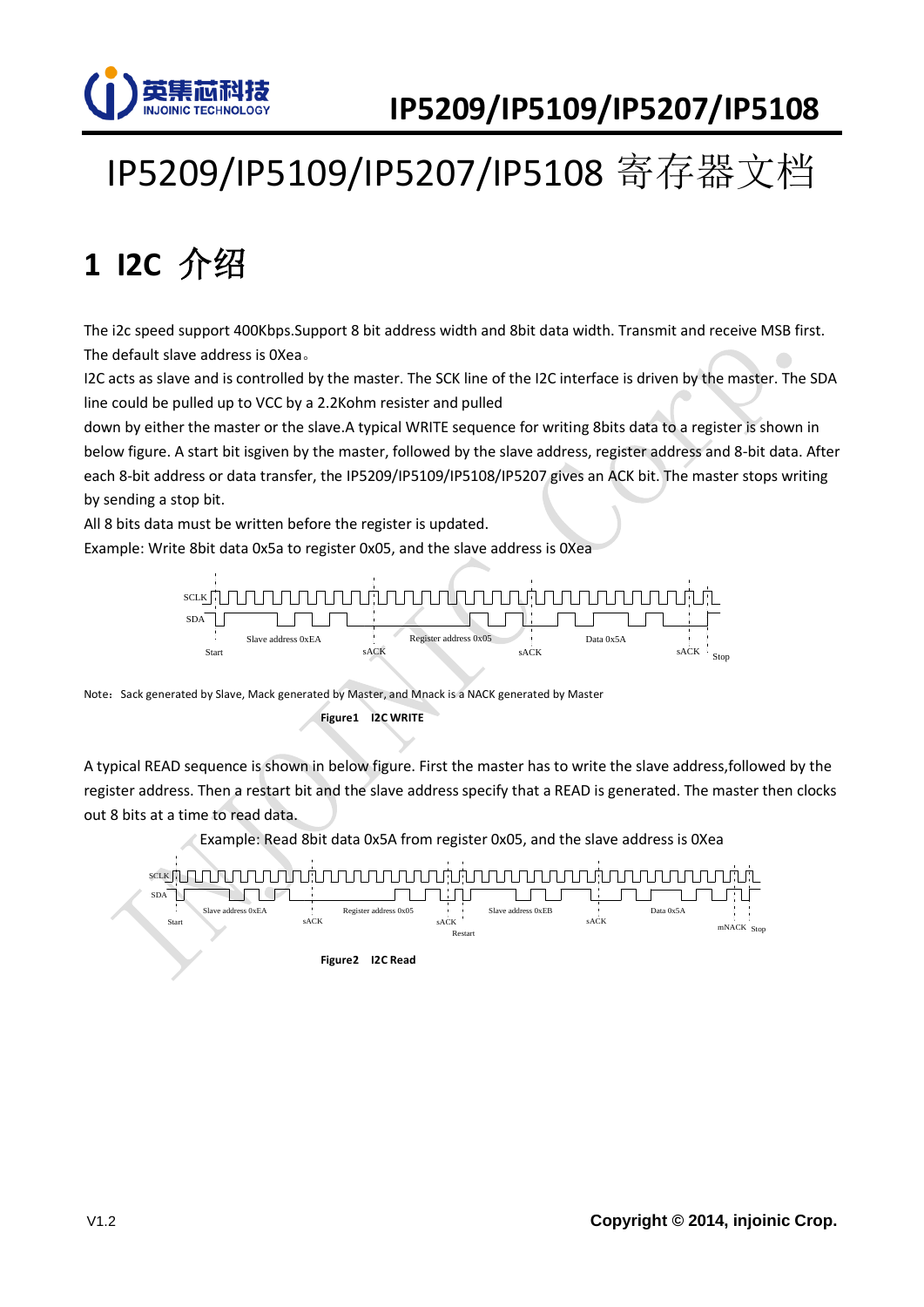# IP5209/IP5109/IP5207/IP5108 寄存器文档

## 1 I2C 介绍

The i2c speed support 400Kbps.Support 8 bit address width and 8bit data width. Transmit and receive MSB first. The default slave address is 0Xea。

I2C acts as slave and is controlled by the master. The SCK line of the I2C interface is driven by the master. The SDA line could be pulled up to VCC by a 2.2Kohm resister and pulled down by either the master or the slave.A typical WRITE sequence for writing 8bits data to a register is shown in below figure. A start bit isgiven by the master, followed by the slave address, register address and 8-bit data. After each 8-bit address or data transfer, the IP5209/IP5109/IP5108/IP5207 gives an ACK bit. The master stops writing by sending a stop bit.

All 8 bits data must be written before the register is updated.

Example: Write 8bit data 0x5a to register 0x05, and the slave address is 0Xea

SCLK SDA Start Slave address 0xEA sACK Register address 0x05 sACK Data 0x5A sACK Stop

Note：Sack generated by Slave, Mack generated by Master, and Mnack is a NACK generated by Master

**Figure1 I2C WRITE**

A typical READ sequence is shown in below figure. First the master has to write the slave address,followed by the register address. Then a restart bit and the slave address specify that a READ is generated. The master then clocks out 8 bits at a time to read data.

Example: Read 8bit data 0x5A from register 0x05, and the slave address is 0Xea

SCLK SDA Start Slave address 0xEA sACK Register address 0x05 sACK Restart Slave address 0xEB sACK Data 0x5A mNACK Stop

**Figure2 I2C Read**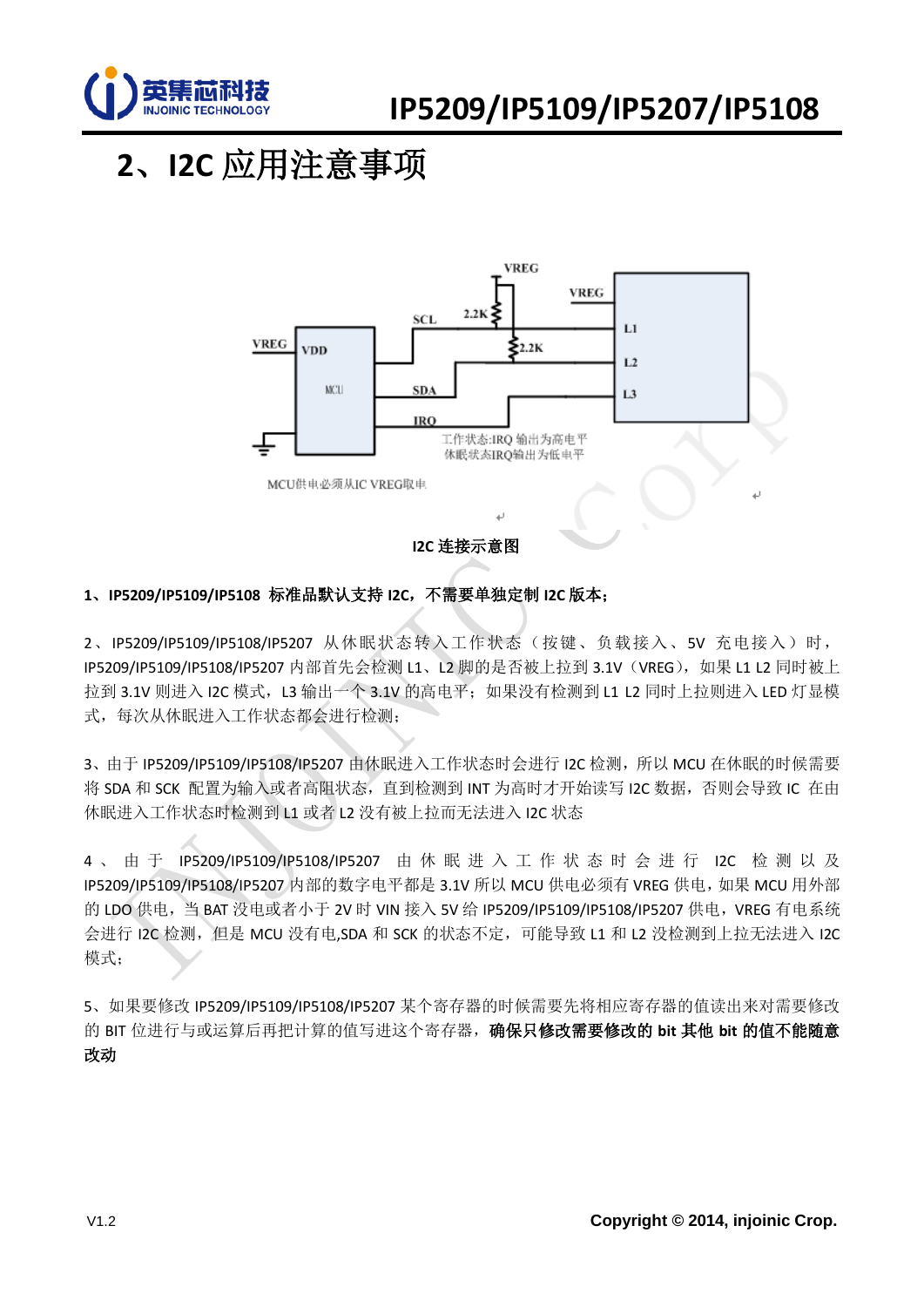## 2、I2C 应用注意事项

I2C 连接示意图

**1、IP5209/IP5109/IP5108 标准品默认支持 I2C，不需要单独定制 I2C 版本；**

2、IP5209/IP5109/IP5108/IP5207 从休眠状态转入工作状态（按键、负载接入、5V 充电接入）时，IP5209/IP5109/IP5108/IP5207 内部首先会检测 L1、L2 脚的是否被上拉到 3.1V（VREG），如果 L1 L2 同时被上拉到 3.1V 则进入 I2C 模式，L3 输出一个 3.1V 的高电平；如果没有检测到 L1 L2 同时上拉则进入 LED 灯显模式，每次从休眠进入工作状态都会进行检测；

3、由于 IP5209/IP5109/IP5108/IP5207 由休眠进入工作状态时会进行 I2C 检测，所以 MCU 在休眠的时候需要将 SDA 和 SCK 配置为输入或者高阻状态，直到检测到 INT 为高时才开始读写 I2C 数据，否则会导致 IC 在由休眠进入工作状态时检测到 L1 或者 L2 没有被上拉而无法进入 I2C 状态

4、由于 IP5209/IP5109/IP5108/IP5207 由休眠进入工作状态时会进行 I2C 检测以及 IP5209/IP5109/IP5108/IP5207 内部的数字电平都是 3.1V 所以 MCU 供电必须有 VREG 供电，如果 MCU 用外部的 LDO 供电，当 BAT 没电或者小于 2V 时 VIN 接入 5V 给 IP5209/IP5109/IP5108/IP5207 供电，VREG 有电系统会进行 I2C 检测，但是 MCU 没有电,SDA 和 SCK 的状态不定，可能导致 L1 和 L2 没检测到上拉无法进入 I2C 模式；

5、如果要修改 IP5209/IP5109/IP5108/IP5207 某个寄存器的时候需要先将相应寄存器的值读出来对需要修改的 BIT 位进行与或运算后再把计算的值写进这个寄存器，**确保只修改需要修改的 bit 其他 bit 的值不能随意改动**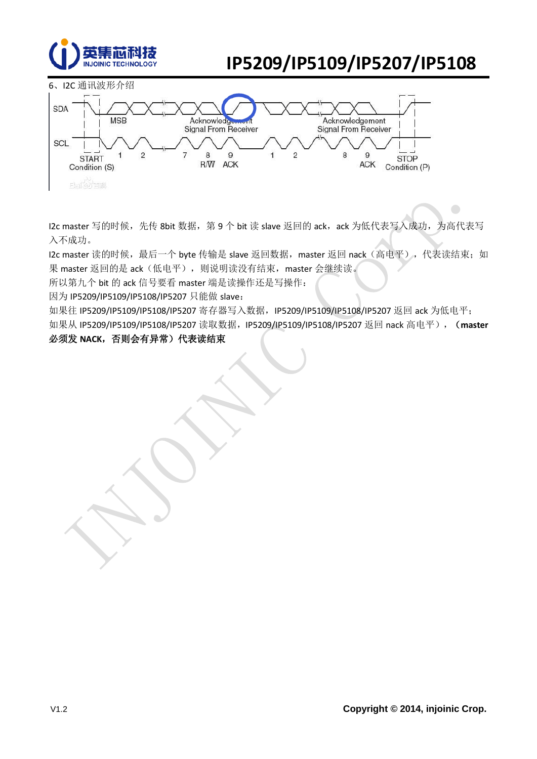6、I2C 通讯波形介绍

I2c master 写的时候，先传 8bit 数据，第 9 个 bit 读 slave 返回的 ack，ack 为低代表写入成功，为高代表写入不成功。

I2c master 读的时候，最后一个 byte 传输是 slave 返回数据，master 返回 nack（高电平），代表读结束；如果 master 返回的是 ack（低电平），则说明读没有结束，master 会继续读。

所以第九个 bit 的 ack 信号要看 master 端是读操作还是写操作：

因为 IP5209/IP5109/IP5108/IP5207 只能做 slave：

如果往 IP5209/IP5109/IP5108/IP5207 寄存器写入数据，IP5209/IP5109/IP5108/IP5207 返回 ack 为低电平；

如果从 IP5209/IP5109/IP5108/IP5207 读取数据，IP5209/IP5109/IP5108/IP5207 返回 nack 高电平），**（master 必须发 NACK，否则会有异常）代表读结束**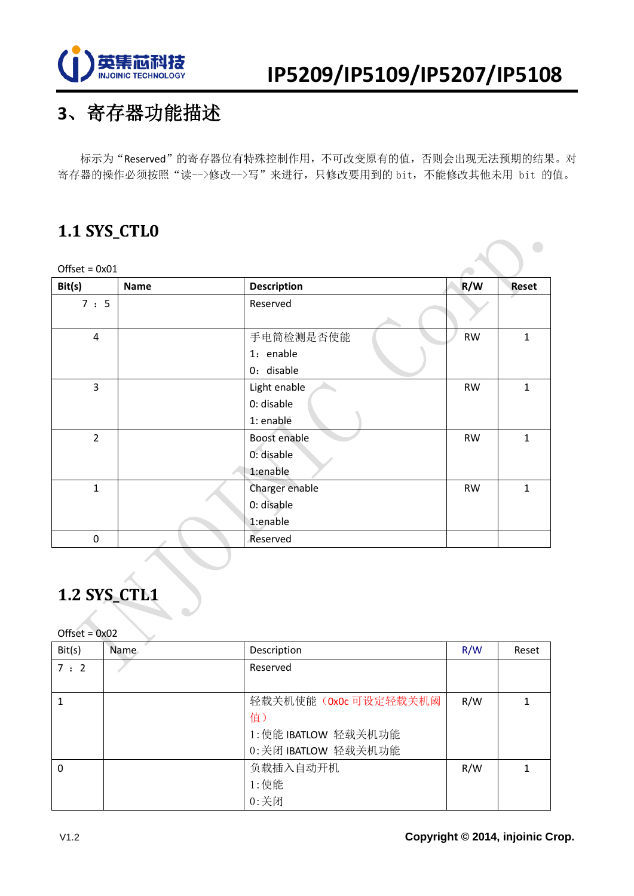## 3、寄存器功能描述

标示为“Reserved”的寄存器位有特殊控制作用，不可改变原有的值，否则会出现无法预期的结果。对寄存器的操作必须按照“读-->修改-->写”来进行，只修改要用到的 bit，不能修改其他未用 bit 的值。

### 1.1 SYS_CTL0

Offset = 0x01

| Bit(s) | Name | Description | R/W | Reset |
|---|---|---|---|---|
| 7 ：5 | | Reserved | | |
| 4 | | 手电筒检测是否使能<br>1：enable<br>0：disable | RW | 1 |
| 3 | | Light enable<br>0: disable<br>1: enable | RW | 1 |
| 2 | | Boost enable<br>0: disable<br>1:enable | RW | 1 |
| 1 | | Charger enable<br>0: disable<br>1:enable | RW | 1 |
| 0 | | Reserved | | |

### 1.2 SYS_CTL1

Offset = 0x02

| Bit(s) | Name | Description | R/W | Reset |
|---|---|---|---|---|
| 7 ：2 | | Reserved | | |
| 1 | | 轻载关机使能（0x0c 可设定轻载关机阈值）<br>1:使能 IBATLOW 轻载关机功能<br>0:关闭 IBATLOW 轻载关机功能 | R/W | 1 |
| 0 | | 负载插入自动开机<br>1:使能<br>0:关闭 | R/W | 1 |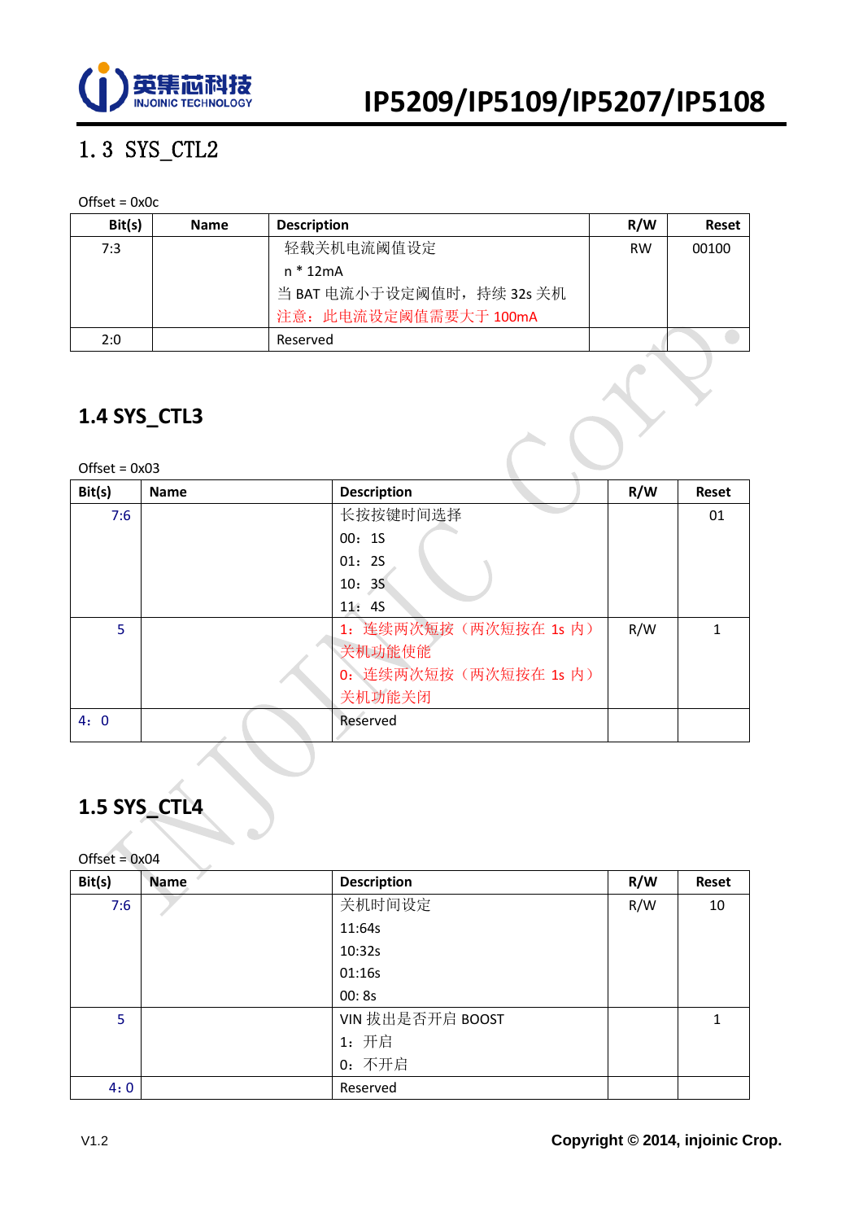## 1.3 SYS_CTL2

Offset = 0x0c

| Bit(s) | Name | Description | R/W | Reset |
|---|---|---|---|---|
| 7:3 | | 轻载关机电流阈值设定<br>n * 12mA<br>当 BAT 电流小于设定阈值时，持续 32s 关机<br>注意：此电流设定阈值需要大于 100mA | RW | 00100 |
| 2:0 | | Reserved | | |

## 1.4 SYS_CTL3

Offset = 0x03

| Bit(s) | Name | Description | R/W | Reset |
|---|---|---|---|---|
| 7:6 | | 长按按键时间选择<br>00：1S<br>01：2S<br>10：3S<br>11：4S | | 01 |
| 5 | | 1：连续两次短按（两次短按在 1s 内）关机功能使能<br>0：连续两次短按（两次短按在 1s 内）关机功能关闭 | R/W | 1 |
| 4：0 | | Reserved | | |

## 1.5 SYS_CTL4

Offset = 0x04

| Bit(s) | Name | Description | R/W | Reset |
|---|---|---|---|---|
| 7:6 | | 关机时间设定<br>11:64s<br>10:32s<br>01:16s<br>00: 8s | R/W | 10 |
| 5 | | VIN 拔出是否开启 BOOST<br>1：开启<br>0：不开启 | | 1 |
| 4：0 | | Reserved | | |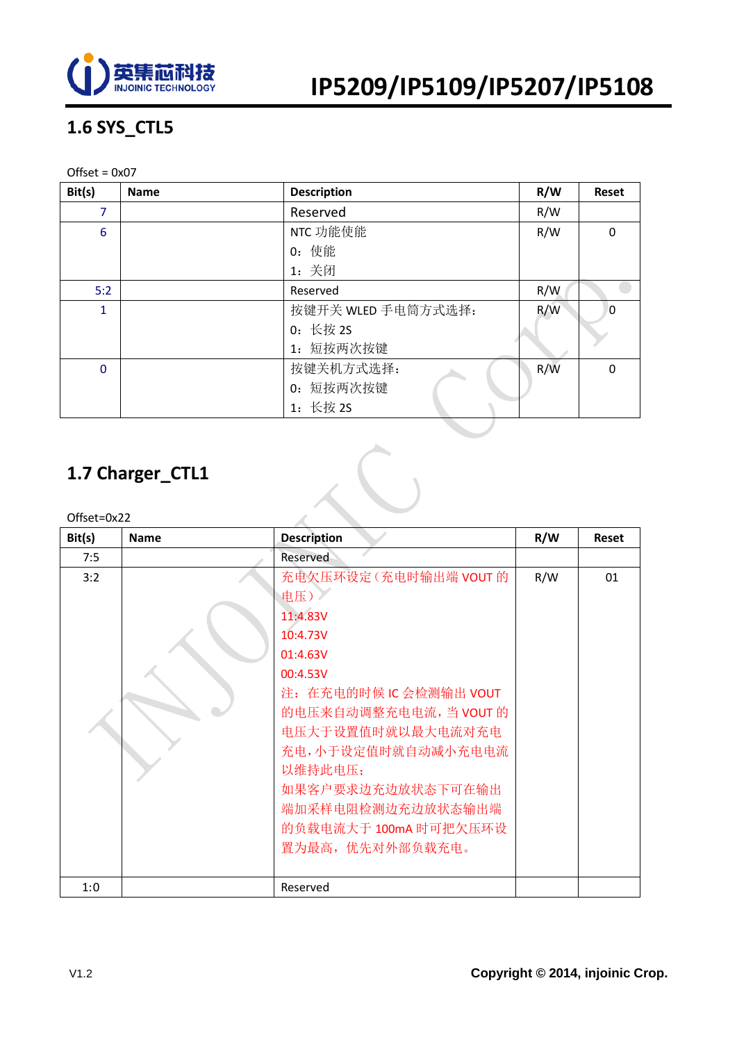## 1.6 SYS_CTL5

Offset = 0x07

| Bit(s) | Name | Description | R/W | Reset |
|---|---|---|---|---|
| 7 | | Reserved | R/W | |
| 6 | | NTC 功能使能<br>0：使能<br>1：关闭 | R/W | 0 |
| 5:2 | | Reserved | R/W | |
| 1 | | 按键开关 WLED 手电筒方式选择：<br>0：长按 2S<br>1：短按两次按键 | R/W | 0 |
| 0 | | 按键关机方式选择：<br>0：短按两次按键<br>1：长按 2S | R/W | 0 |

## 1.7 Charger_CTL1

Offset=0x22

| Bit(s) | Name | Description | R/W | Reset |
|---|---|---|---|---|
| 7:5 | | Reserved | | |
| 3:2 | | 充电欠压环设定（充电时输出端 VOUT 的电压）<br>11:4.83V<br>10:4.73V<br>01:4.63V<br>00:4.53V<br>注：在充电的时候 IC 会检测输出 VOUT 的电压来自动调整充电电流，当 VOUT 的电压大于设置值时就以最大电流对充电充电，小于设定值时就自动减小充电电流以维持此电压；<br>如果客户要求边充边放状态下可在输出端加采样电阻检测边充边放状态输出端的负载电流大于 100mA 时可把欠压环设置为最高，优先对外部负载充电。 | R/W | 01 |
| 1:0 | | Reserved | | |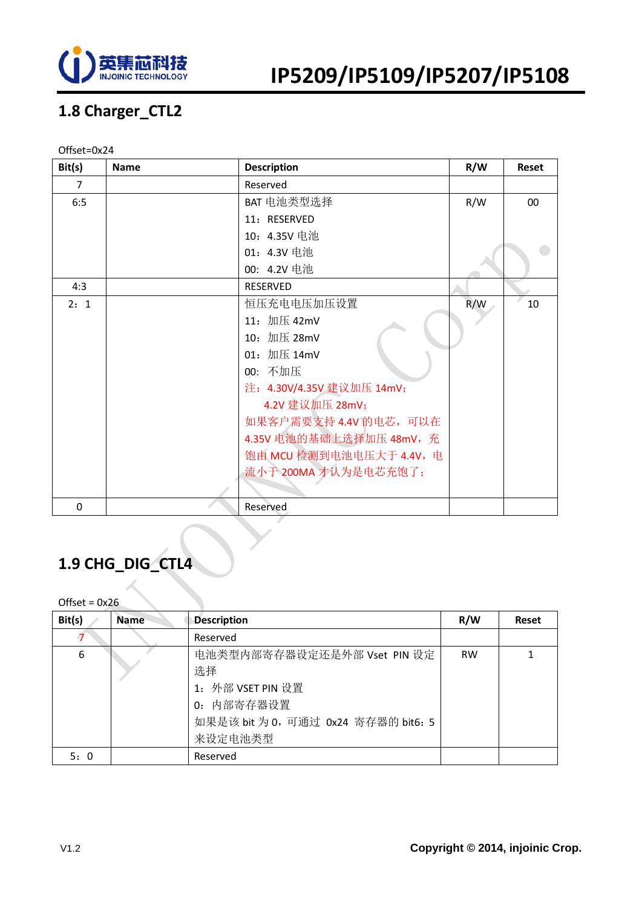## 1.8 Charger_CTL2

Offset=0x24

| Bit(s) | Name | Description | R/W | Reset |
|---|---|---|---|---|
| 7 | | Reserved | | |
| 6:5 | | BAT 电池类型选择<br>11：RESERVED<br>10：4.35V 电池<br>01：4.3V 电池<br>00：4.2V 电池 | R/W | 00 |
| 4:3 | | RESERVED | | |
| 2：1 | | 恒压充电电压加压设置<br>11：加压 42mV<br>10：加压 28mV<br>01：加压 14mV<br>00：不加压<br>注：4.30V/4.35V 建议加压 14mV；<br>4.2V 建议加压 28mV；<br>如果客户需要支持 4.4V 的电芯，可以在 4.35V 电池的基础上选择加压 48mV，充饱由 MCU 检测到电池电压大于 4.4V，电流小于 200MA 才认为是电芯充饱了； | R/W | 10 |
| 0 | | Reserved | | |

## 1.9 CHG_DIG_CTL4

Offset = 0x26

| Bit(s) | Name | Description | R/W | Reset |
|---|---|---|---|---|
| 7 | | Reserved | | |
| 6 | | 电池类型内部寄存器设定还是外部 Vset PIN 设定选择<br>1：外部 VSET PIN 设置<br>0：内部寄存器设置<br>如果是该 bit 为 0，可通过 0x24 寄存器的 bit6：5 来设定电池类型 | RW | 1 |
| 5：0 | | Reserved | | |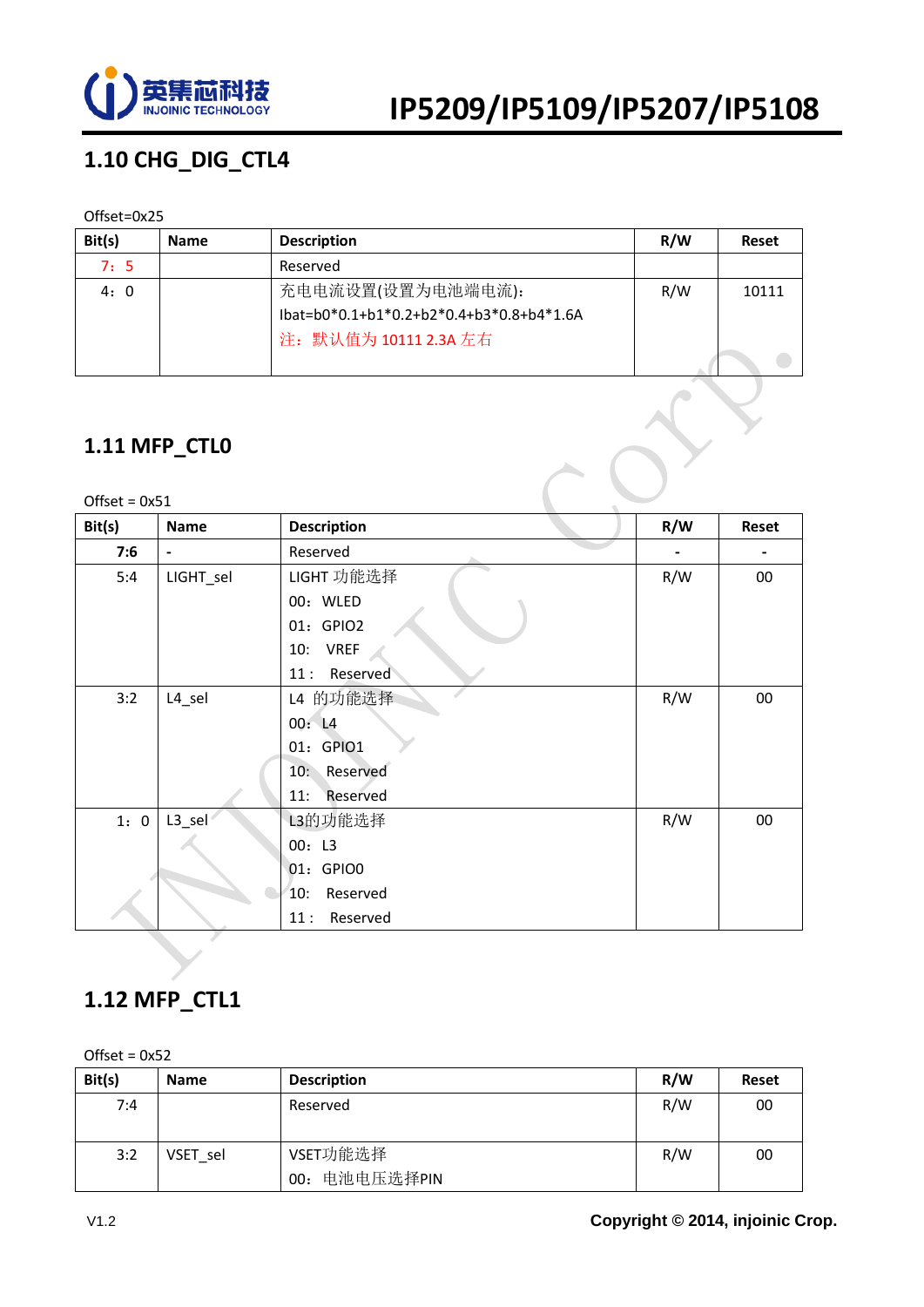## 1.10 CHG_DIG_CTL4

Offset=0x25

| Bit(s) | Name | Description | R/W | Reset |
|---|---|---|---|---|
| 7：5 | | Reserved | | |
| 4：0 | | 充电电流设置(设置为电池端电流)：<br>Ibat=b0*0.1+b1*0.2+b2*0.4+b3*0.8+b4*1.6A<br>注：默认值为 10111 2.3A 左右 | R/W | 10111 |

## 1.11 MFP_CTL0

Offset = 0x51

| Bit(s) | Name | Description | R/W | Reset |
|---|---|---|---|---|
| 7:6 | - | Reserved | - | - |
| 5:4 | LIGHT_sel | LIGHT 功能选择<br>00：WLED<br>01：GPIO2<br>10：VREF<br>11：Reserved | R/W | 00 |
| 3:2 | L4_sel | L4 的功能选择<br>00：L4<br>01：GPIO1<br>10：Reserved<br>11：Reserved | R/W | 00 |
| 1：0 | L3_sel | L3的功能选择<br>00：L3<br>01：GPIO0<br>10：Reserved<br>11：Reserved | R/W | 00 |

## 1.12 MFP_CTL1

Offset = 0x52

| Bit(s) | Name | Description | R/W | Reset |
|---|---|---|---|---|
| 7:4 | | Reserved | R/W | 00 |
| 3:2 | VSET_sel | VSET功能选择<br>00：电池电压选择PIN | R/W | 00 |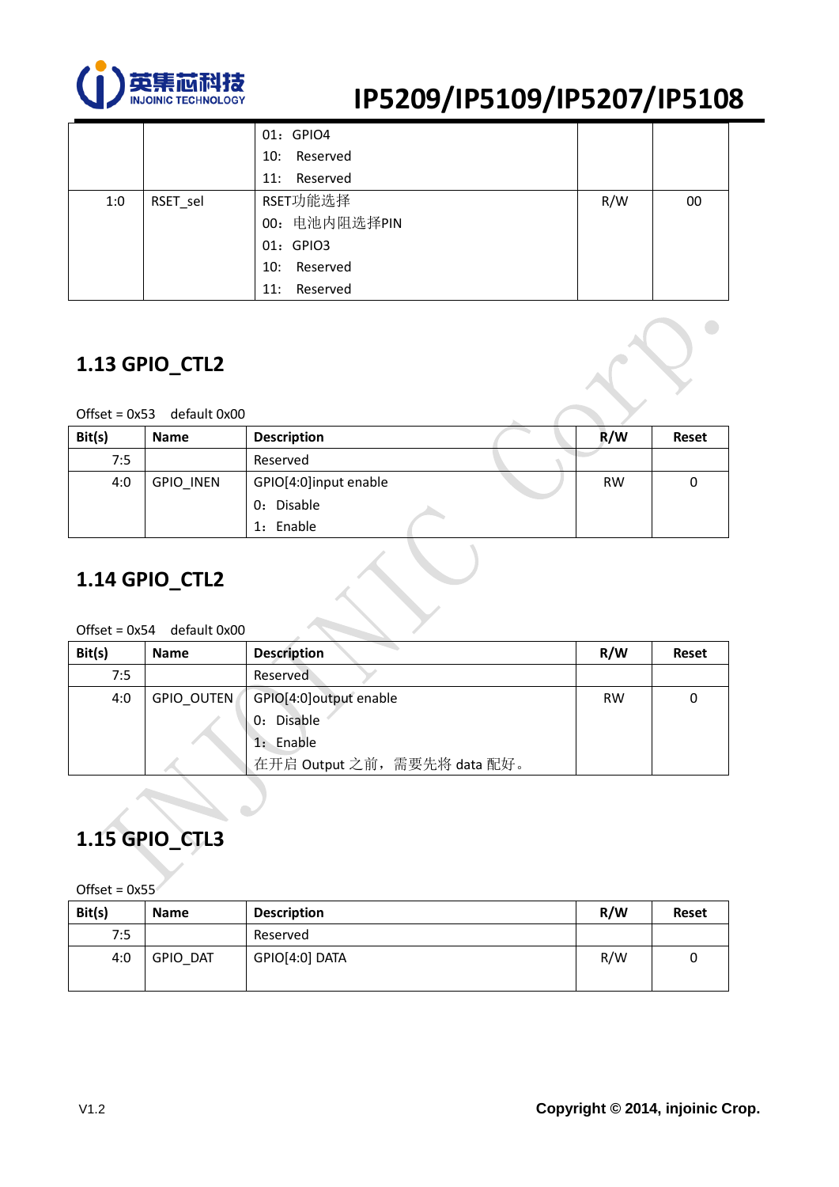| | | 01：GPIO4<br>10：Reserved<br>11：Reserved | | |
|---|---|---|---|---|
| 1:0 | RSET_sel | RSET功能选择<br>00：电池内阻选择PIN<br>01：GPIO3<br>10：Reserved<br>11：Reserved | R/W | 00 |

## 1.13 GPIO_CTL2

Offset = 0x53  default 0x00

| Bit(s) | Name | Description | R/W | Reset |
|---|---|---|---|---|
| 7:5 | | Reserved | | |
| 4:0 | GPIO_INEN | GPIO[4:0]input enable<br>0：Disable<br>1：Enable | RW | 0 |

## 1.14 GPIO_CTL2

Offset = 0x54  default 0x00

| Bit(s) | Name | Description | R/W | Reset |
|---|---|---|---|---|
| 7:5 | | Reserved | | |
| 4:0 | GPIO_OUTEN | GPIO[4:0]output enable<br>0：Disable<br>1：Enable<br>在开启 Output 之前，需要先将 data 配好。 | RW | 0 |

## 1.15 GPIO_CTL3

Offset = 0x55

| Bit(s) | Name | Description | R/W | Reset |
|---|---|---|---|---|
| 7:5 | | Reserved | | |
| 4:0 | GPIO_DAT | GPIO[4:0] DATA | R/W | 0 |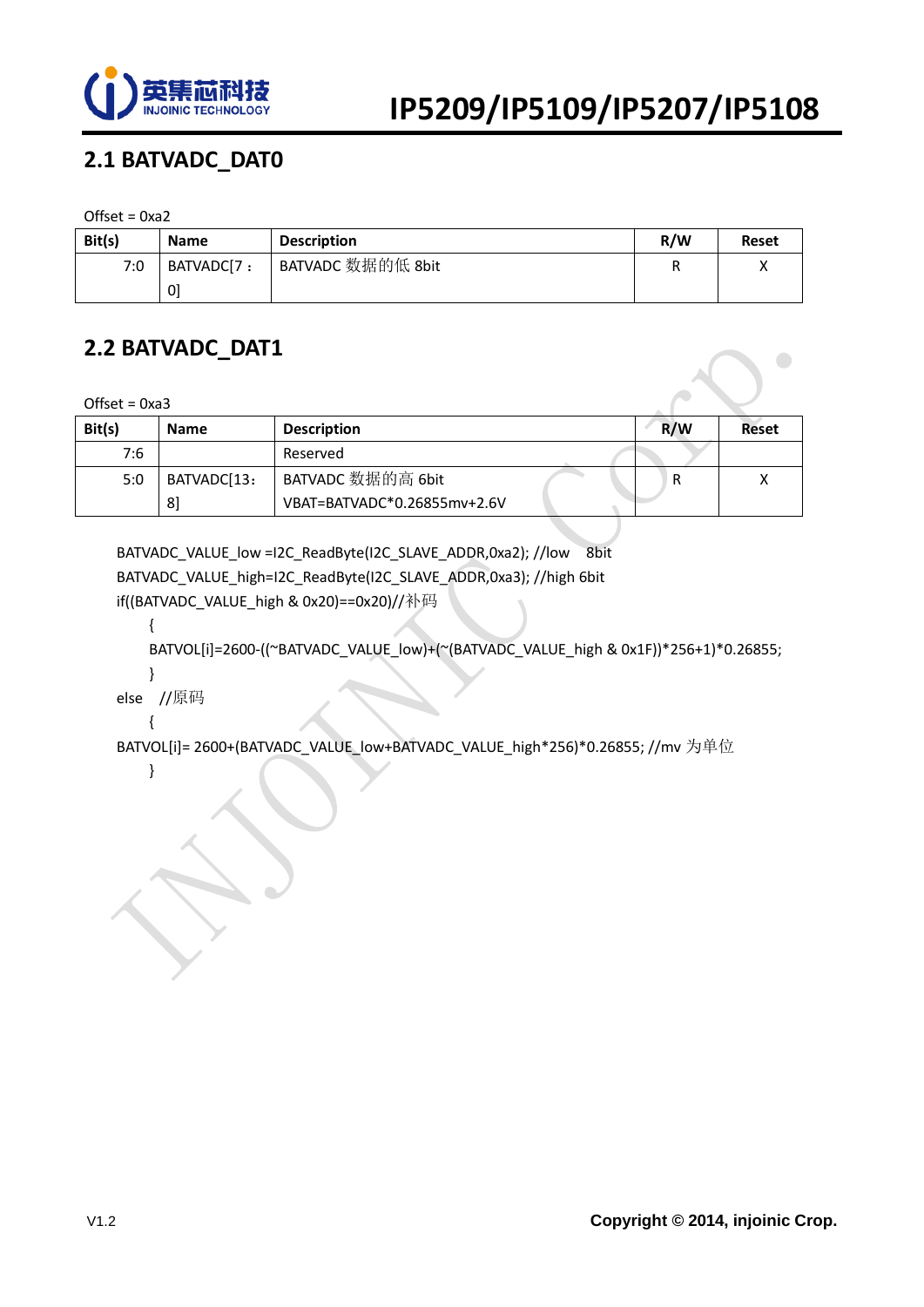## 2.1 BATVADC_DAT0

Offset = 0xa2

| Bit(s) | Name | Description | R/W | Reset |
|---|---|---|---|---|
| 7:0 | BATVADC[7：0] | BATVADC 数据的低 8bit | R | X |

## 2.2 BATVADC_DAT1

Offset = 0xa3

| Bit(s) | Name | Description | R/W | Reset |
|---|---|---|---|---|
| 7:6 | | Reserved | | |
| 5:0 | BATVADC[13：8] | BATVADC 数据的高 6bit<br>VBAT=BATVADC*0.26855mv+2.6V | R | X |

```
BATVADC_VALUE_low =I2C_ReadByte(I2C_SLAVE_ADDR,0xa2); //low   8bit
BATVADC_VALUE_high=I2C_ReadByte(I2C_SLAVE_ADDR,0xa3); //high 6bit
if((BATVADC_VALUE_high & 0x20)==0x20)//补码
    {
    BATVOL[i]=2600-((~BATVADC_VALUE_low)+(~(BATVADC_VALUE_high & 0x1F))*256+1)*0.26855;
    }
else   //原码
    {
BATVOL[i]= 2600+(BATVADC_VALUE_low+BATVADC_VALUE_high*256)*0.26855; //mv 为单位
    }
```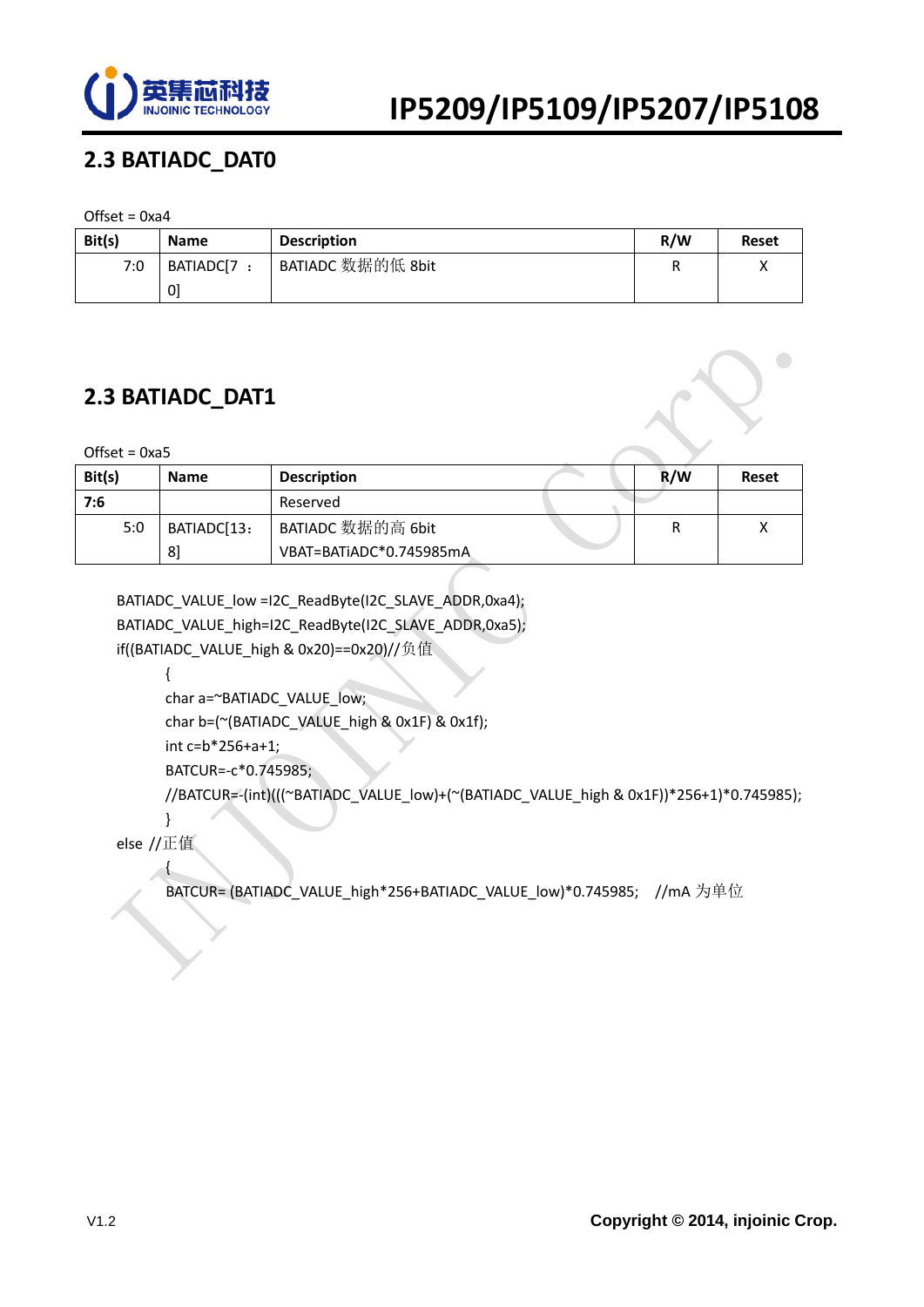## 2.3 BATIADC_DAT0

Offset = 0xa4

| Bit(s) | Name | Description | R/W | Reset |
|---|---|---|---|---|
| 7:0 | BATIADC[7 ：0] | BATIADC 数据的低 8bit | R | X |

## 2.3 BATIADC_DAT1

Offset = 0xa5

| Bit(s) | Name | Description | R/W | Reset |
|---|---|---|---|---|
| **7:6** | | Reserved | | |
| 5:0 | BATIADC[13：8] | BATIADC 数据的高 6bit<br>VBAT=BATiADC*0.745985mA | R | X |

```
BATIADC_VALUE_low =I2C_ReadByte(I2C_SLAVE_ADDR,0xa4);
BATIADC_VALUE_high=I2C_ReadByte(I2C_SLAVE_ADDR,0xa5);
if((BATIADC_VALUE_high & 0x20)==0x20)//负值
        {
        char a=~BATIADC_VALUE_low;
        char b=(~(BATIADC_VALUE_high & 0x1F) & 0x1f);
        int c=b*256+a+1;
        BATCUR=-c*0.745985;
        //BATCUR=-(int)(((~BATIADC_VALUE_low)+(~(BATIADC_VALUE_high & 0x1F))*256+1)*0.745985);
        }
else //正值
        {
        BATCUR= (BATIADC_VALUE_high*256+BATIADC_VALUE_low)*0.745985;   //mA 为单位
```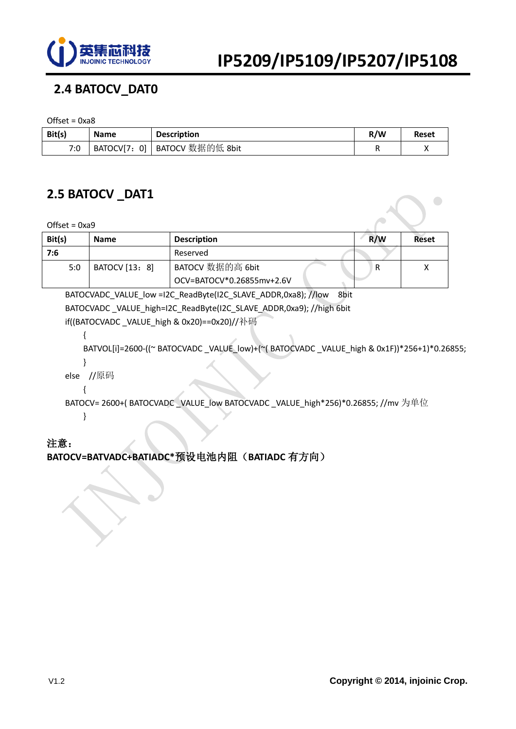## 2.4 BATOCV_DAT0

Offset = 0xa8

| Bit(s) | Name | Description | R/W | Reset |
|---|---|---|---|---|
| 7:0 | BATOCV[7：0] | BATOCV 数据的低 8bit | R | X |

## 2.5 BATOCV _DAT1

Offset = 0xa9

| Bit(s) | Name | Description | R/W | Reset |
|---|---|---|---|---|
| 7:6 | | Reserved | | |
| 5:0 | BATOCV [13：8] | BATOCV 数据的高 6bit<br>OCV=BATOCV*0.26855mv+2.6V | R | X |

```
BATOCVADC_VALUE_low =I2C_ReadByte(I2C_SLAVE_ADDR,0xa8); //low   8bit
BATOCVADC _VALUE_high=I2C_ReadByte(I2C_SLAVE_ADDR,0xa9); //high 6bit
if((BATOCVADC _VALUE_high & 0x20)==0x20)//补码
    {
    BATVOL[i]=2600-((~ BATOCVADC _VALUE_low)+(~( BATOCVADC _VALUE_high & 0x1F))*256+1)*0.26855;
    }
else   //原码
    {
BATOCV= 2600+( BATOCVADC _VALUE_low BATOCVADC _VALUE_high*256)*0.26855; //mv 为单位
    }
```

**注意：**

**BATOCV=BATVADC+BATIADC*预设电池内阻（BATIADC 有方向）**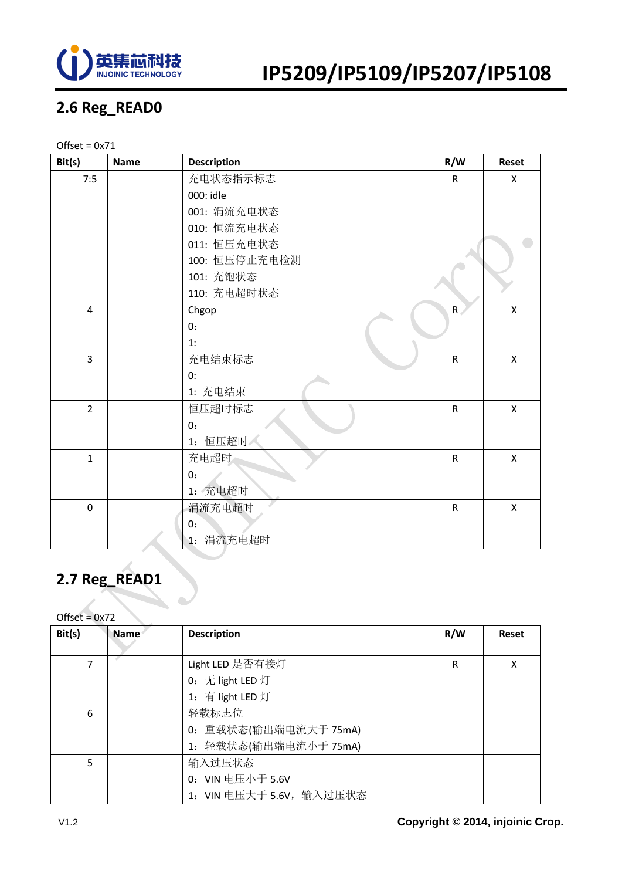## 2.6 Reg_READ0

Offset = 0x71

| Bit(s) | Name | Description | R/W | Reset |
|---|---|---|---|---|
| 7:5 | | 充电状态指示标志<br>000: idle<br>001: 涓流充电状态<br>010: 恒流充电状态<br>011: 恒压充电状态<br>100: 恒压停止充电检测<br>101: 充饱状态<br>110: 充电超时状态 | R | X |
| 4 | | Chgop<br>0:<br>1: | R | X |
| 3 | | 充电结束标志<br>0:<br>1: 充电结束 | R | X |
| 2 | | 恒压超时标志<br>0:<br>1: 恒压超时 | R | X |
| 1 | | 充电超时<br>0:<br>1: 充电超时 | R | X |
| 0 | | 涓流充电超时<br>0:<br>1: 涓流充电超时 | R | X |

## 2.7 Reg_READ1

Offset = 0x72

| Bit(s) | Name | Description | R/W | Reset |
|---|---|---|---|---|
| 7 | | Light LED 是否有接灯<br>0: 无 light LED 灯<br>1: 有 light LED 灯 | R | X |
| 6 | | 轻载标志位<br>0: 重载状态(输出端电流大于 75mA)<br>1: 轻载状态(输出端电流小于 75mA) | | |
| 5 | | 输入过压状态<br>0: VIN 电压小于 5.6V<br>1: VIN 电压大于 5.6V，输入过压状态 | | |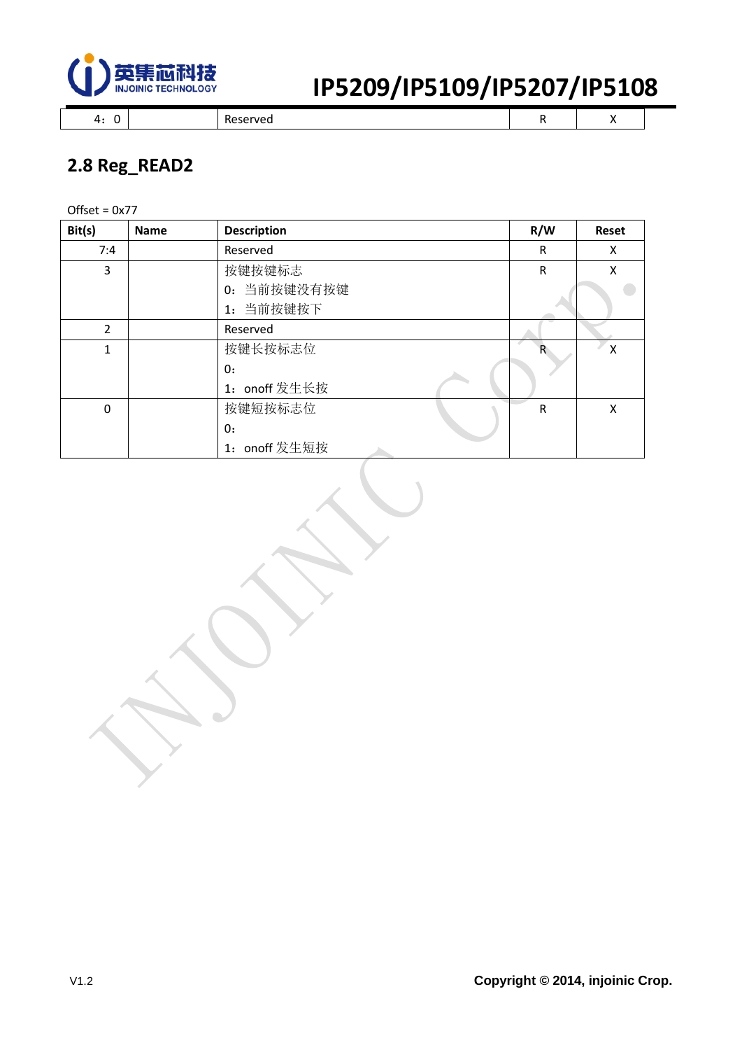| | | | | |
|---|---|---|---|---|
| 4：0 | | Reserved | R | X |

## 2.8 Reg_READ2

Offset = 0x77

| Bit(s) | Name | Description | R/W | Reset |
|---|---|---|---|---|
| 7:4 | | Reserved | R | X |
| 3 | | 按键按键标志<br>0：当前按键没有按键<br>1：当前按键按下 | R | X |
| 2 | | Reserved | | |
| 1 | | 按键长按标志位<br>0：<br>1：onoff 发生长按 | R | X |
| 0 | | 按键短按标志位<br>0：<br>1：onoff 发生短按 | R | X |